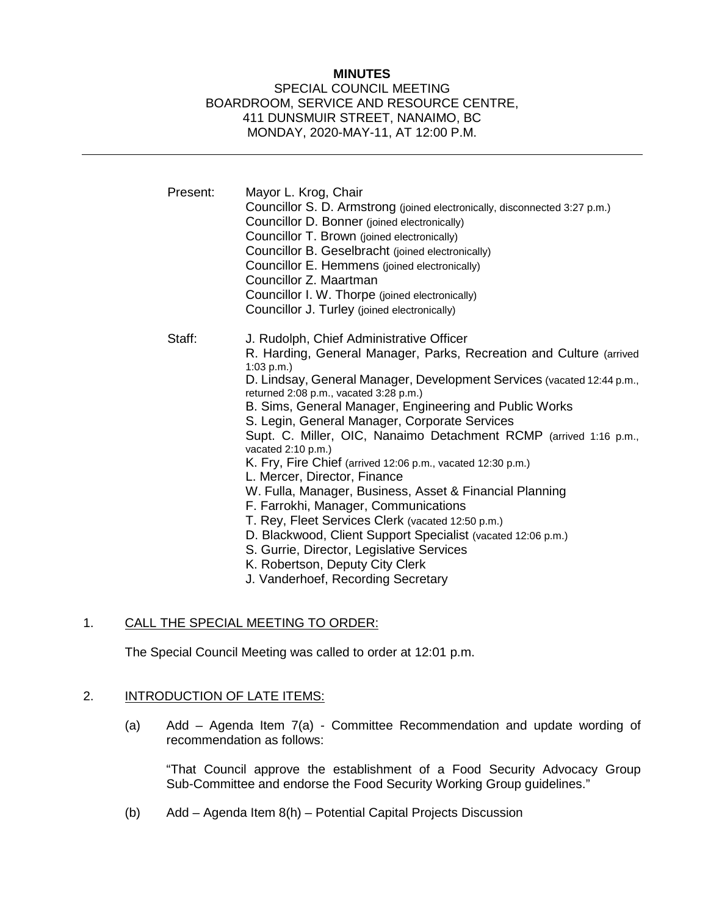**MINUTES**

SPECIAL COUNCIL MEETING
BOARDROOM, SERVICE AND RESOURCE CENTRE,
411 DUNSMUIR STREET, NANAIMO, BC
MONDAY, 2020-MAY-11, AT 12:00 P.M.

---

Present: Mayor L. Krog, Chair
Councillor S. D. Armstrong (joined electronically, disconnected 3:27 p.m.)
Councillor D. Bonner (joined electronically)
Councillor T. Brown (joined electronically)
Councillor B. Geselbracht (joined electronically)
Councillor E. Hemmens (joined electronically)
Councillor Z. Maartman
Councillor I. W. Thorpe (joined electronically)
Councillor J. Turley (joined electronically)

Staff: J. Rudolph, Chief Administrative Officer
R. Harding, General Manager, Parks, Recreation and Culture (arrived 1:03 p.m.)
D. Lindsay, General Manager, Development Services (vacated 12:44 p.m., returned 2:08 p.m., vacated 3:28 p.m.)
B. Sims, General Manager, Engineering and Public Works
S. Legin, General Manager, Corporate Services
Supt. C. Miller, OIC, Nanaimo Detachment RCMP (arrived 1:16 p.m., vacated 2:10 p.m.)
K. Fry, Fire Chief (arrived 12:06 p.m., vacated 12:30 p.m.)
L. Mercer, Director, Finance
W. Fulla, Manager, Business, Asset & Financial Planning
F. Farrokhi, Manager, Communications
T. Rey, Fleet Services Clerk (vacated 12:50 p.m.)
D. Blackwood, Client Support Specialist (vacated 12:06 p.m.)
S. Gurrie, Director, Legislative Services
K. Robertson, Deputy City Clerk
J. Vanderhoef, Recording Secretary

1. CALL THE SPECIAL MEETING TO ORDER:

The Special Council Meeting was called to order at 12:01 p.m.

2. INTRODUCTION OF LATE ITEMS:

(a) Add – Agenda Item 7(a) - Committee Recommendation and update wording of recommendation as follows:

"That Council approve the establishment of a Food Security Advocacy Group Sub-Committee and endorse the Food Security Working Group guidelines."

(b) Add – Agenda Item 8(h) – Potential Capital Projects Discussion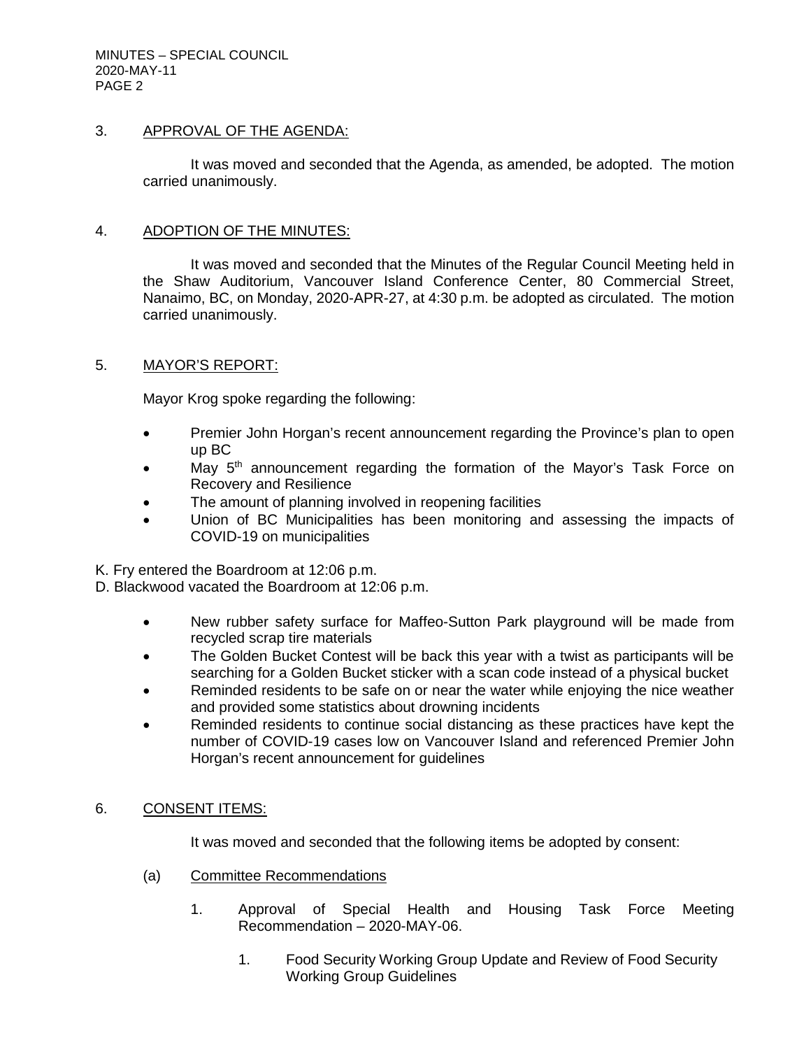## 3. APPROVAL OF THE AGENDA:

It was moved and seconded that the Agenda, as amended, be adopted. The motion carried unanimously.

## 4. ADOPTION OF THE MINUTES:

It was moved and seconded that the Minutes of the Regular Council Meeting held in the Shaw Auditorium, Vancouver Island Conference Center, 80 Commercial Street, Nanaimo, BC, on Monday, 2020-APR-27, at 4:30 p.m. be adopted as circulated. The motion carried unanimously.

## 5. MAYOR'S REPORT:

Mayor Krog spoke regarding the following:

- Premier John Horgan's recent announcement regarding the Province's plan to open up BC
- May 5th announcement regarding the formation of the Mayor's Task Force on Recovery and Resilience
- The amount of planning involved in reopening facilities
- Union of BC Municipalities has been monitoring and assessing the impacts of COVID-19 on municipalities

K. Fry entered the Boardroom at 12:06 p.m.
D. Blackwood vacated the Boardroom at 12:06 p.m.

- New rubber safety surface for Maffeo-Sutton Park playground will be made from recycled scrap tire materials
- The Golden Bucket Contest will be back this year with a twist as participants will be searching for a Golden Bucket sticker with a scan code instead of a physical bucket
- Reminded residents to be safe on or near the water while enjoying the nice weather and provided some statistics about drowning incidents
- Reminded residents to continue social distancing as these practices have kept the number of COVID-19 cases low on Vancouver Island and referenced Premier John Horgan's recent announcement for guidelines

## 6. CONSENT ITEMS:

It was moved and seconded that the following items be adopted by consent:

(a) Committee Recommendations

1. Approval of Special Health and Housing Task Force Meeting Recommendation – 2020-MAY-06.

   1. Food Security Working Group Update and Review of Food Security Working Group Guidelines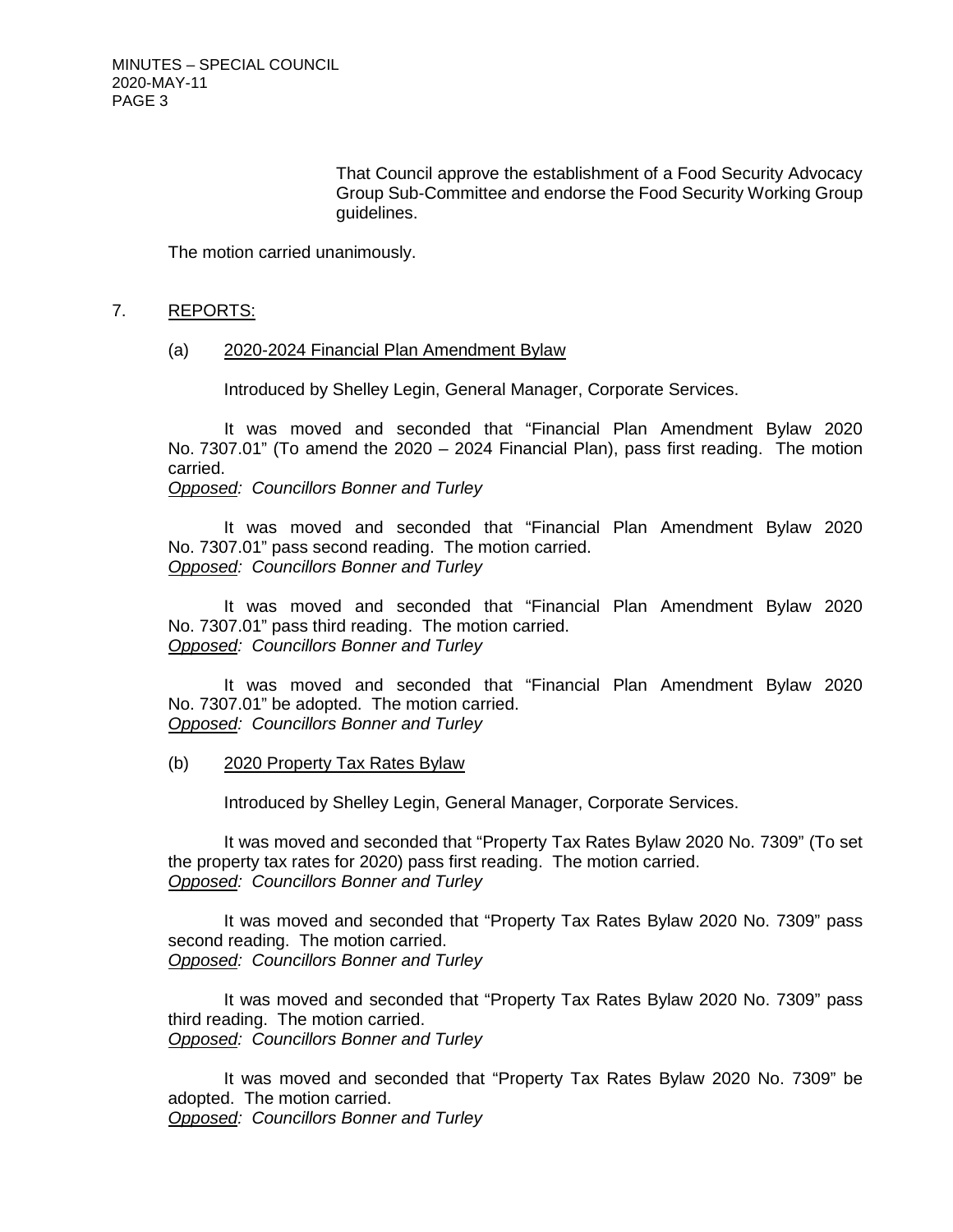That Council approve the establishment of a Food Security Advocacy Group Sub-Committee and endorse the Food Security Working Group guidelines.

The motion carried unanimously.

## 7. REPORTS:

### (a) 2020-2024 Financial Plan Amendment Bylaw

Introduced by Shelley Legin, General Manager, Corporate Services.

It was moved and seconded that “Financial Plan Amendment Bylaw 2020 No. 7307.01” (To amend the 2020 – 2024 Financial Plan), pass first reading. The motion carried.
*Opposed: Councillors Bonner and Turley*

It was moved and seconded that “Financial Plan Amendment Bylaw 2020 No. 7307.01” pass second reading. The motion carried.
*Opposed: Councillors Bonner and Turley*

It was moved and seconded that “Financial Plan Amendment Bylaw 2020 No. 7307.01” pass third reading. The motion carried.
*Opposed: Councillors Bonner and Turley*

It was moved and seconded that “Financial Plan Amendment Bylaw 2020 No. 7307.01” be adopted. The motion carried.
*Opposed: Councillors Bonner and Turley*

### (b) 2020 Property Tax Rates Bylaw

Introduced by Shelley Legin, General Manager, Corporate Services.

It was moved and seconded that “Property Tax Rates Bylaw 2020 No. 7309” (To set the property tax rates for 2020) pass first reading. The motion carried.
*Opposed: Councillors Bonner and Turley*

It was moved and seconded that “Property Tax Rates Bylaw 2020 No. 7309” pass second reading. The motion carried.
*Opposed: Councillors Bonner and Turley*

It was moved and seconded that “Property Tax Rates Bylaw 2020 No. 7309” pass third reading. The motion carried.
*Opposed: Councillors Bonner and Turley*

It was moved and seconded that “Property Tax Rates Bylaw 2020 No. 7309” be adopted. The motion carried.
*Opposed: Councillors Bonner and Turley*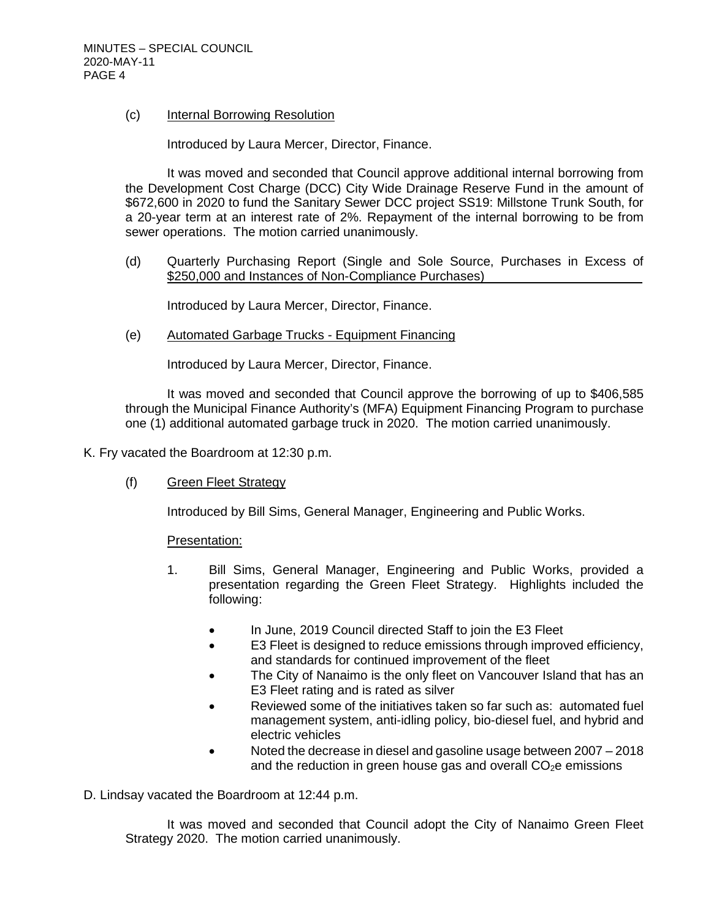(c) Internal Borrowing Resolution

Introduced by Laura Mercer, Director, Finance.

It was moved and seconded that Council approve additional internal borrowing from the Development Cost Charge (DCC) City Wide Drainage Reserve Fund in the amount of $672,600 in 2020 to fund the Sanitary Sewer DCC project SS19: Millstone Trunk South, for a 20-year term at an interest rate of 2%. Repayment of the internal borrowing to be from sewer operations. The motion carried unanimously.

(d) Quarterly Purchasing Report (Single and Sole Source, Purchases in Excess of $250,000 and Instances of Non-Compliance Purchases)

Introduced by Laura Mercer, Director, Finance.

(e) Automated Garbage Trucks - Equipment Financing

Introduced by Laura Mercer, Director, Finance.

It was moved and seconded that Council approve the borrowing of up to $406,585 through the Municipal Finance Authority's (MFA) Equipment Financing Program to purchase one (1) additional automated garbage truck in 2020. The motion carried unanimously.

K. Fry vacated the Boardroom at 12:30 p.m.

(f) Green Fleet Strategy

Introduced by Bill Sims, General Manager, Engineering and Public Works.

Presentation:

1. Bill Sims, General Manager, Engineering and Public Works, provided a presentation regarding the Green Fleet Strategy. Highlights included the following:

   - In June, 2019 Council directed Staff to join the E3 Fleet
   - E3 Fleet is designed to reduce emissions through improved efficiency, and standards for continued improvement of the fleet
   - The City of Nanaimo is the only fleet on Vancouver Island that has an E3 Fleet rating and is rated as silver
   - Reviewed some of the initiatives taken so far such as: automated fuel management system, anti-idling policy, bio-diesel fuel, and hybrid and electric vehicles
   - Noted the decrease in diesel and gasoline usage between 2007 – 2018 and the reduction in green house gas and overall $CO_2e$ emissions

D. Lindsay vacated the Boardroom at 12:44 p.m.

It was moved and seconded that Council adopt the City of Nanaimo Green Fleet Strategy 2020. The motion carried unanimously.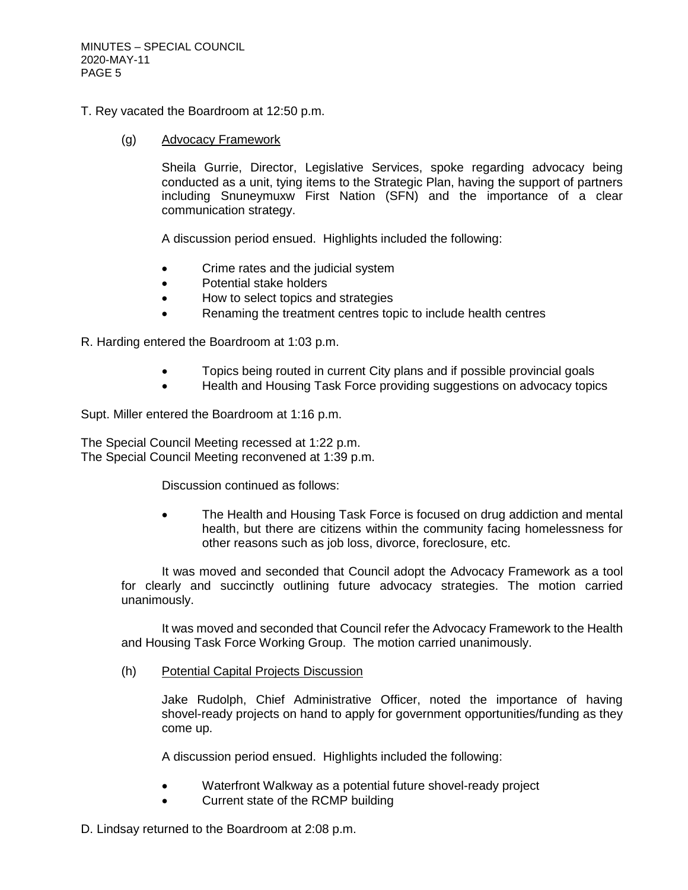T. Rey vacated the Boardroom at 12:50 p.m.

(g) Advocacy Framework

Sheila Gurrie, Director, Legislative Services, spoke regarding advocacy being conducted as a unit, tying items to the Strategic Plan, having the support of partners including Snuneymuxw First Nation (SFN) and the importance of a clear communication strategy.

A discussion period ensued. Highlights included the following:

- Crime rates and the judicial system
- Potential stake holders
- How to select topics and strategies
- Renaming the treatment centres topic to include health centres

R. Harding entered the Boardroom at 1:03 p.m.

- Topics being routed in current City plans and if possible provincial goals
- Health and Housing Task Force providing suggestions on advocacy topics

Supt. Miller entered the Boardroom at 1:16 p.m.

The Special Council Meeting recessed at 1:22 p.m.
The Special Council Meeting reconvened at 1:39 p.m.

Discussion continued as follows:

- The Health and Housing Task Force is focused on drug addiction and mental health, but there are citizens within the community facing homelessness for other reasons such as job loss, divorce, foreclosure, etc.

It was moved and seconded that Council adopt the Advocacy Framework as a tool for clearly and succinctly outlining future advocacy strategies. The motion carried unanimously.

It was moved and seconded that Council refer the Advocacy Framework to the Health and Housing Task Force Working Group. The motion carried unanimously.

(h) Potential Capital Projects Discussion

Jake Rudolph, Chief Administrative Officer, noted the importance of having shovel-ready projects on hand to apply for government opportunities/funding as they come up.

A discussion period ensued. Highlights included the following:

- Waterfront Walkway as a potential future shovel-ready project
- Current state of the RCMP building

D. Lindsay returned to the Boardroom at 2:08 p.m.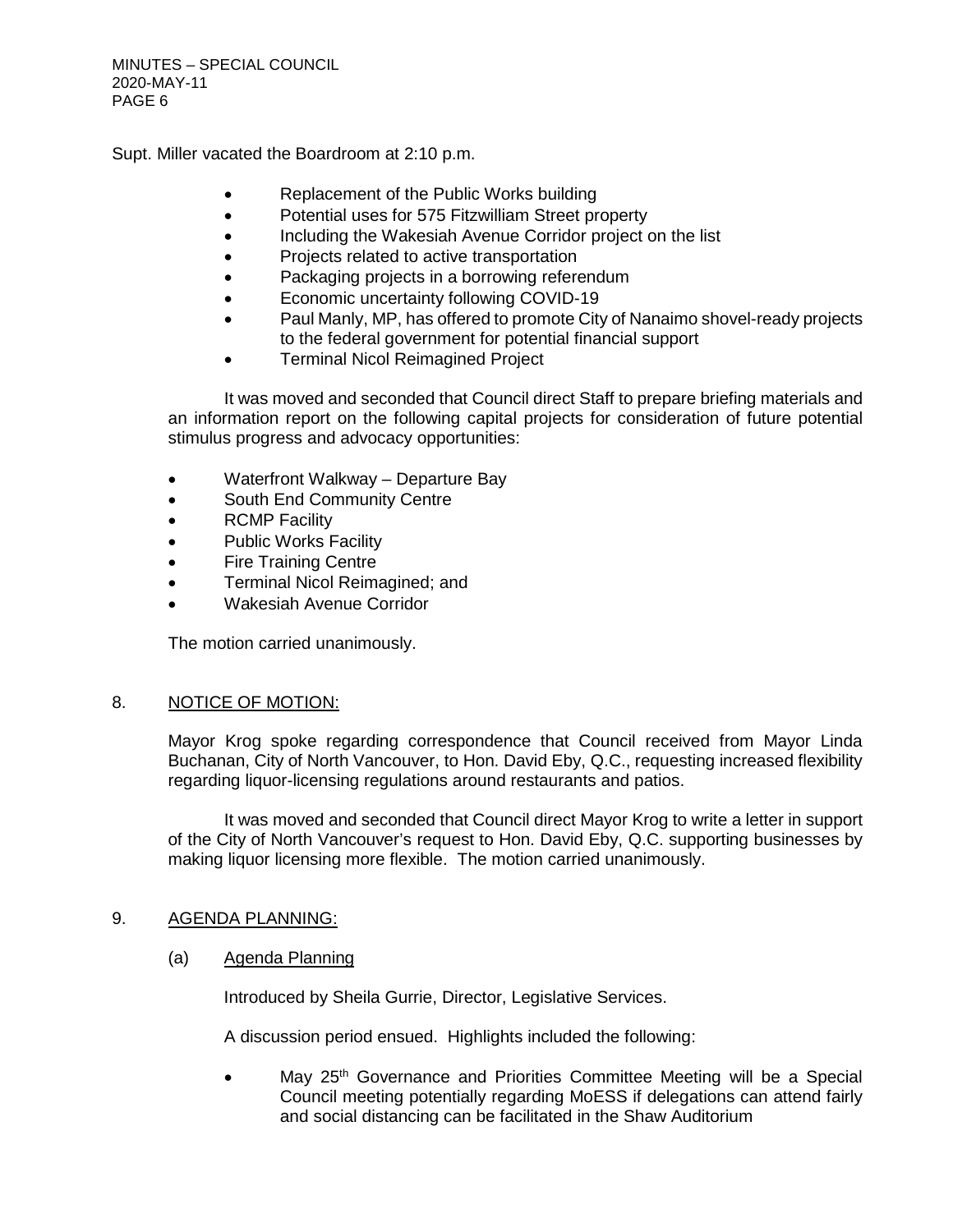Supt. Miller vacated the Boardroom at 2:10 p.m.

- Replacement of the Public Works building
- Potential uses for 575 Fitzwilliam Street property
- Including the Wakesiah Avenue Corridor project on the list
- Projects related to active transportation
- Packaging projects in a borrowing referendum
- Economic uncertainty following COVID-19
- Paul Manly, MP, has offered to promote City of Nanaimo shovel-ready projects to the federal government for potential financial support
- Terminal Nicol Reimagined Project

It was moved and seconded that Council direct Staff to prepare briefing materials and an information report on the following capital projects for consideration of future potential stimulus progress and advocacy opportunities:

- Waterfront Walkway – Departure Bay
- South End Community Centre
- RCMP Facility
- Public Works Facility
- Fire Training Centre
- Terminal Nicol Reimagined; and
- Wakesiah Avenue Corridor

The motion carried unanimously.

## 8. NOTICE OF MOTION:

Mayor Krog spoke regarding correspondence that Council received from Mayor Linda Buchanan, City of North Vancouver, to Hon. David Eby, Q.C., requesting increased flexibility regarding liquor-licensing regulations around restaurants and patios.

It was moved and seconded that Council direct Mayor Krog to write a letter in support of the City of North Vancouver's request to Hon. David Eby, Q.C. supporting businesses by making liquor licensing more flexible. The motion carried unanimously.

## 9. AGENDA PLANNING:

### (a) Agenda Planning

Introduced by Sheila Gurrie, Director, Legislative Services.

A discussion period ensued. Highlights included the following:

- May 25th Governance and Priorities Committee Meeting will be a Special Council meeting potentially regarding MoESS if delegations can attend fairly and social distancing can be facilitated in the Shaw Auditorium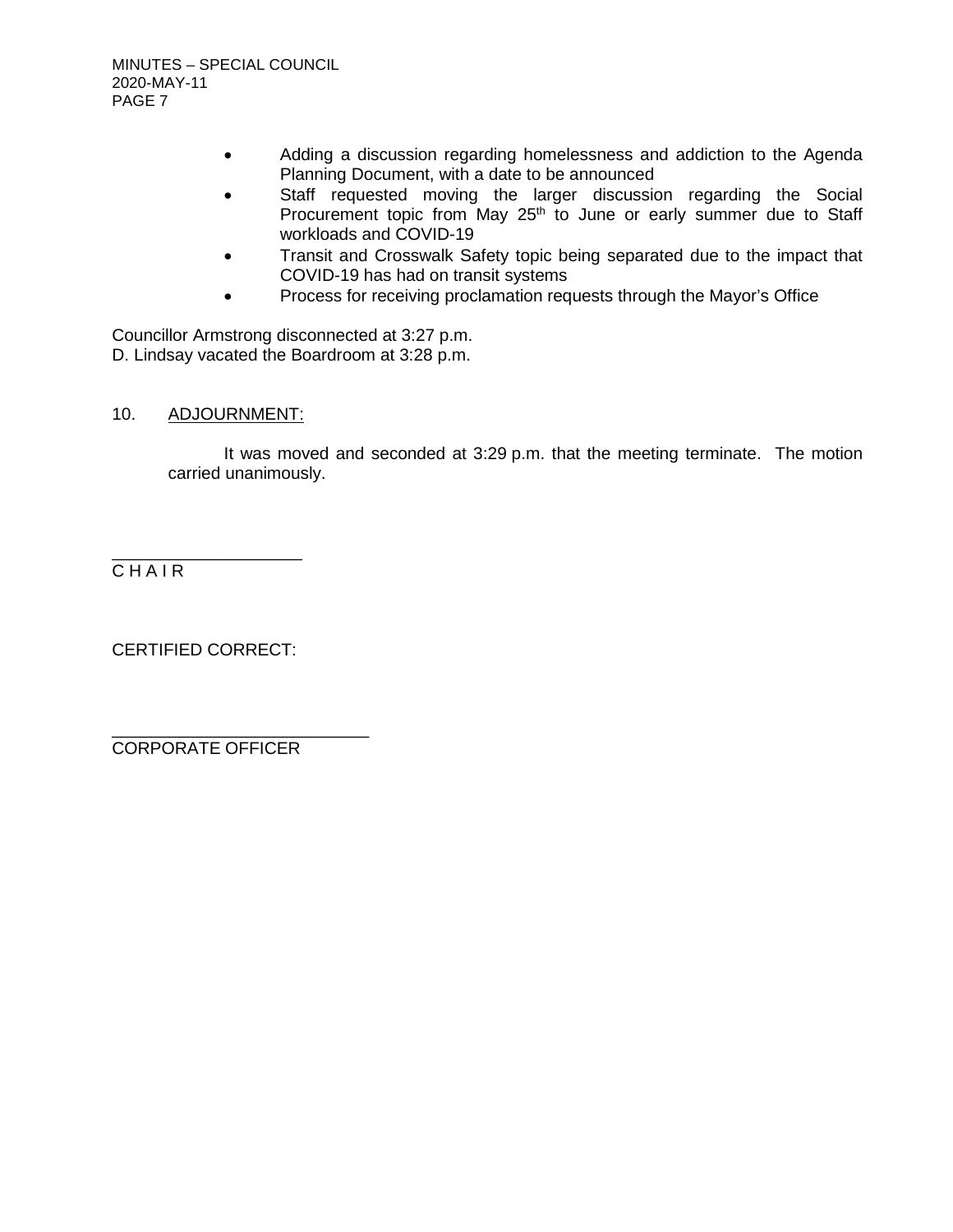- Adding a discussion regarding homelessness and addiction to the Agenda Planning Document, with a date to be announced
- Staff requested moving the larger discussion regarding the Social Procurement topic from May 25th to June or early summer due to Staff workloads and COVID-19
- Transit and Crosswalk Safety topic being separated due to the impact that COVID-19 has had on transit systems
- Process for receiving proclamation requests through the Mayor's Office

Councillor Armstrong disconnected at 3:27 p.m.
D. Lindsay vacated the Boardroom at 3:28 p.m.

10. ADJOURNMENT:

It was moved and seconded at 3:29 p.m. that the meeting terminate. The motion carried unanimously.

\_\_\_\_\_\_\_\_\_\_\_\_\_\_\_\_\_\_\_\_
C H A I R

CERTIFIED CORRECT:

\_\_\_\_\_\_\_\_\_\_\_\_\_\_\_\_\_\_\_\_\_\_\_\_\_\_
CORPORATE OFFICER